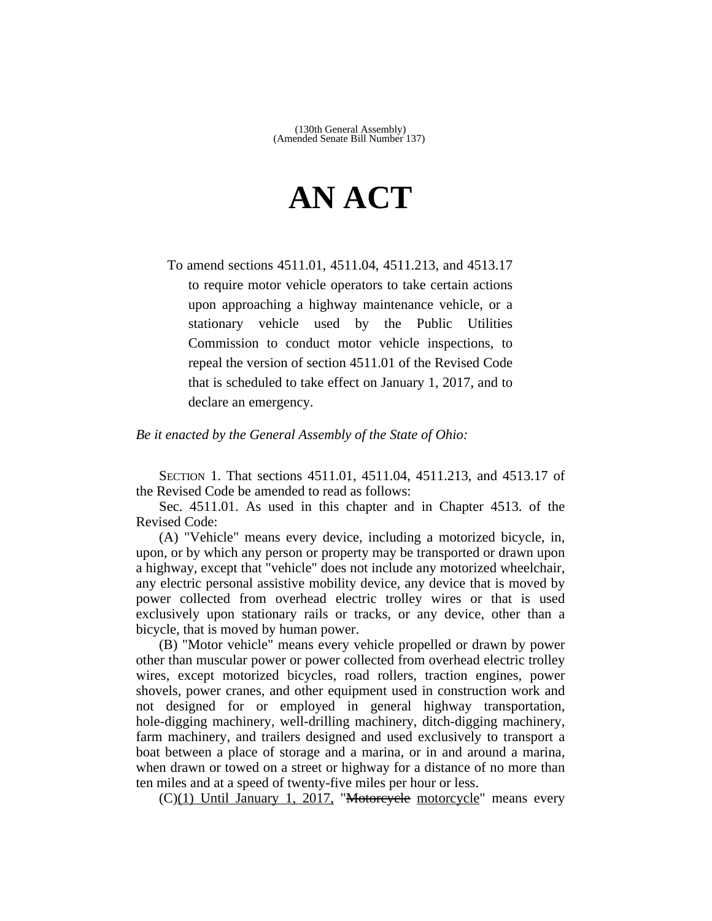(130th General Assembly)
(Amended Senate Bill Number 137)

# AN ACT

To amend sections 4511.01, 4511.04, 4511.213, and 4513.17 to require motor vehicle operators to take certain actions upon approaching a highway maintenance vehicle, or a stationary vehicle used by the Public Utilities Commission to conduct motor vehicle inspections, to repeal the version of section 4511.01 of the Revised Code that is scheduled to take effect on January 1, 2017, and to declare an emergency.

*Be it enacted by the General Assembly of the State of Ohio:*

SECTION 1. That sections 4511.01, 4511.04, 4511.213, and 4513.17 of the Revised Code be amended to read as follows:

Sec. 4511.01. As used in this chapter and in Chapter 4513. of the Revised Code:

(A) "Vehicle" means every device, including a motorized bicycle, in, upon, or by which any person or property may be transported or drawn upon a highway, except that "vehicle" does not include any motorized wheelchair, any electric personal assistive mobility device, any device that is moved by power collected from overhead electric trolley wires or that is used exclusively upon stationary rails or tracks, or any device, other than a bicycle, that is moved by human power.

(B) "Motor vehicle" means every vehicle propelled or drawn by power other than muscular power or power collected from overhead electric trolley wires, except motorized bicycles, road rollers, traction engines, power shovels, power cranes, and other equipment used in construction work and not designed for or employed in general highway transportation, hole-digging machinery, well-drilling machinery, ditch-digging machinery, farm machinery, and trailers designed and used exclusively to transport a boat between a place of storage and a marina, or in and around a marina, when drawn or towed on a street or highway for a distance of no more than ten miles and at a speed of twenty-five miles per hour or less.

(C)<u>(1) Until January 1, 2017,</u> "~~Motorcycle~~ <u>motorcycle</u>" means every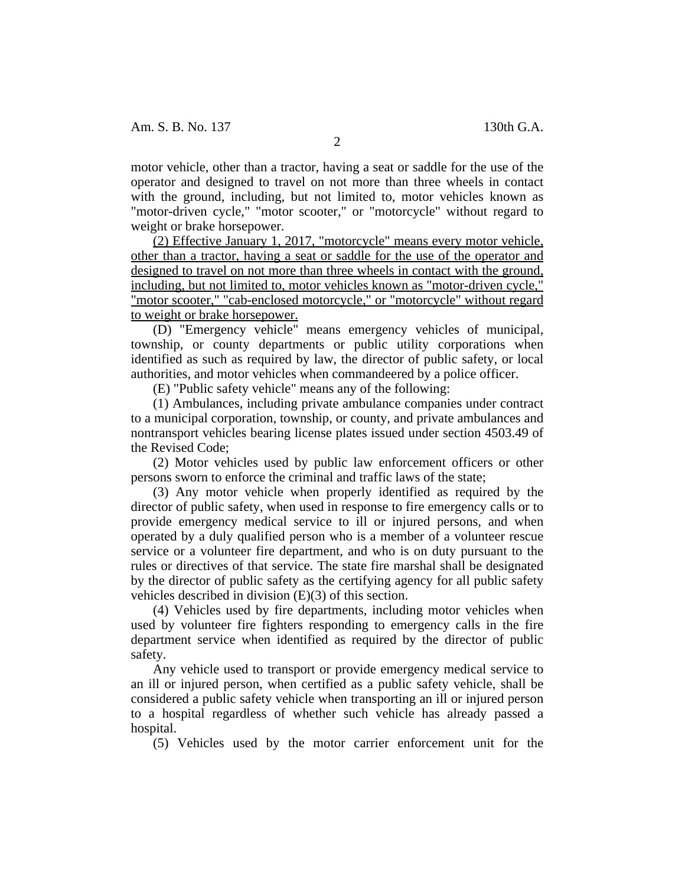motor vehicle, other than a tractor, having a seat or saddle for the use of the operator and designed to travel on not more than three wheels in contact with the ground, including, but not limited to, motor vehicles known as "motor-driven cycle," "motor scooter," or "motorcycle" without regard to weight or brake horsepower.

<u>(2) Effective January 1, 2017, "motorcycle" means every motor vehicle, other than a tractor, having a seat or saddle for the use of the operator and designed to travel on not more than three wheels in contact with the ground, including, but not limited to, motor vehicles known as "motor-driven cycle," "motor scooter," "cab-enclosed motorcycle," or "motorcycle" without regard to weight or brake horsepower.</u>

(D) "Emergency vehicle" means emergency vehicles of municipal, township, or county departments or public utility corporations when identified as such as required by law, the director of public safety, or local authorities, and motor vehicles when commandeered by a police officer.

(E) "Public safety vehicle" means any of the following:

(1) Ambulances, including private ambulance companies under contract to a municipal corporation, township, or county, and private ambulances and nontransport vehicles bearing license plates issued under section 4503.49 of the Revised Code;

(2) Motor vehicles used by public law enforcement officers or other persons sworn to enforce the criminal and traffic laws of the state;

(3) Any motor vehicle when properly identified as required by the director of public safety, when used in response to fire emergency calls or to provide emergency medical service to ill or injured persons, and when operated by a duly qualified person who is a member of a volunteer rescue service or a volunteer fire department, and who is on duty pursuant to the rules or directives of that service. The state fire marshal shall be designated by the director of public safety as the certifying agency for all public safety vehicles described in division (E)(3) of this section.

(4) Vehicles used by fire departments, including motor vehicles when used by volunteer fire fighters responding to emergency calls in the fire department service when identified as required by the director of public safety.

Any vehicle used to transport or provide emergency medical service to an ill or injured person, when certified as a public safety vehicle, shall be considered a public safety vehicle when transporting an ill or injured person to a hospital regardless of whether such vehicle has already passed a hospital.

(5) Vehicles used by the motor carrier enforcement unit for the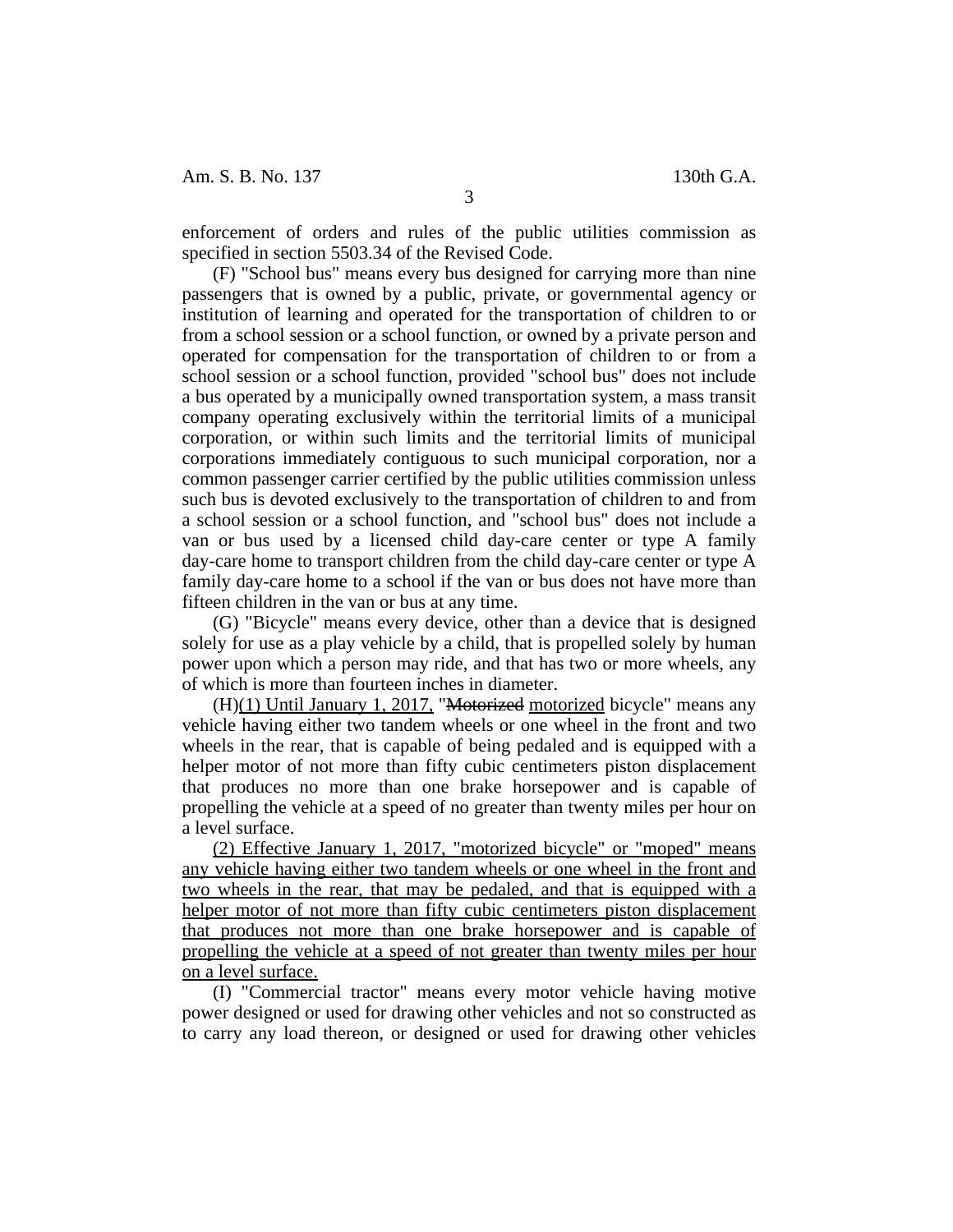enforcement of orders and rules of the public utilities commission as specified in section 5503.34 of the Revised Code.

(F) "School bus" means every bus designed for carrying more than nine passengers that is owned by a public, private, or governmental agency or institution of learning and operated for the transportation of children to or from a school session or a school function, or owned by a private person and operated for compensation for the transportation of children to or from a school session or a school function, provided "school bus" does not include a bus operated by a municipally owned transportation system, a mass transit company operating exclusively within the territorial limits of a municipal corporation, or within such limits and the territorial limits of municipal corporations immediately contiguous to such municipal corporation, nor a common passenger carrier certified by the public utilities commission unless such bus is devoted exclusively to the transportation of children to and from a school session or a school function, and "school bus" does not include a van or bus used by a licensed child day-care center or type A family day-care home to transport children from the child day-care center or type A family day-care home to a school if the van or bus does not have more than fifteen children in the van or bus at any time.

(G) "Bicycle" means every device, other than a device that is designed solely for use as a play vehicle by a child, that is propelled solely by human power upon which a person may ride, and that has two or more wheels, any of which is more than fourteen inches in diameter.

(H)<u>(1) Until January 1, 2017,</u> "~~Motorized~~ <u>motorized</u> bicycle" means any vehicle having either two tandem wheels or one wheel in the front and two wheels in the rear, that is capable of being pedaled and is equipped with a helper motor of not more than fifty cubic centimeters piston displacement that produces no more than one brake horsepower and is capable of propelling the vehicle at a speed of no greater than twenty miles per hour on a level surface.

<u>(2) Effective January 1, 2017, "motorized bicycle" or "moped" means any vehicle having either two tandem wheels or one wheel in the front and two wheels in the rear, that may be pedaled, and that is equipped with a helper motor of not more than fifty cubic centimeters piston displacement that produces not more than one brake horsepower and is capable of propelling the vehicle at a speed of not greater than twenty miles per hour on a level surface.</u>

(I) "Commercial tractor" means every motor vehicle having motive power designed or used for drawing other vehicles and not so constructed as to carry any load thereon, or designed or used for drawing other vehicles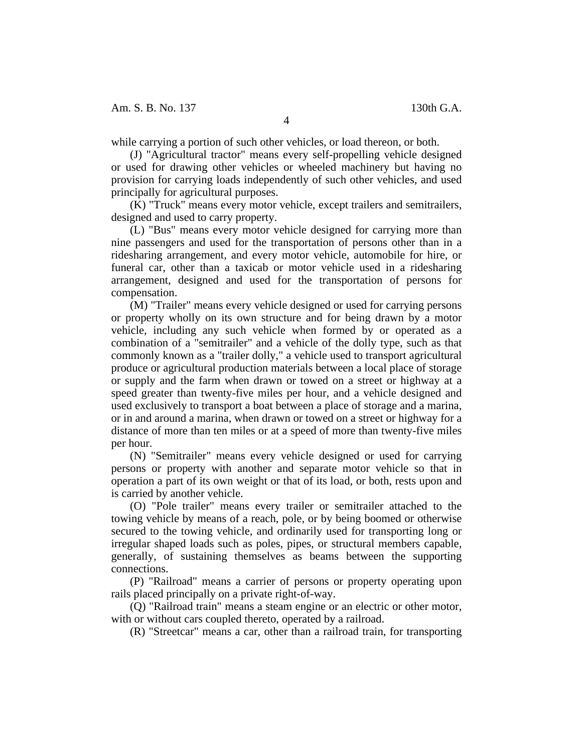while carrying a portion of such other vehicles, or load thereon, or both.

(J) "Agricultural tractor" means every self-propelling vehicle designed or used for drawing other vehicles or wheeled machinery but having no provision for carrying loads independently of such other vehicles, and used principally for agricultural purposes.

(K) "Truck" means every motor vehicle, except trailers and semitrailers, designed and used to carry property.

(L) "Bus" means every motor vehicle designed for carrying more than nine passengers and used for the transportation of persons other than in a ridesharing arrangement, and every motor vehicle, automobile for hire, or funeral car, other than a taxicab or motor vehicle used in a ridesharing arrangement, designed and used for the transportation of persons for compensation.

(M) "Trailer" means every vehicle designed or used for carrying persons or property wholly on its own structure and for being drawn by a motor vehicle, including any such vehicle when formed by or operated as a combination of a "semitrailer" and a vehicle of the dolly type, such as that commonly known as a "trailer dolly," a vehicle used to transport agricultural produce or agricultural production materials between a local place of storage or supply and the farm when drawn or towed on a street or highway at a speed greater than twenty-five miles per hour, and a vehicle designed and used exclusively to transport a boat between a place of storage and a marina, or in and around a marina, when drawn or towed on a street or highway for a distance of more than ten miles or at a speed of more than twenty-five miles per hour.

(N) "Semitrailer" means every vehicle designed or used for carrying persons or property with another and separate motor vehicle so that in operation a part of its own weight or that of its load, or both, rests upon and is carried by another vehicle.

(O) "Pole trailer" means every trailer or semitrailer attached to the towing vehicle by means of a reach, pole, or by being boomed or otherwise secured to the towing vehicle, and ordinarily used for transporting long or irregular shaped loads such as poles, pipes, or structural members capable, generally, of sustaining themselves as beams between the supporting connections.

(P) "Railroad" means a carrier of persons or property operating upon rails placed principally on a private right-of-way.

(Q) "Railroad train" means a steam engine or an electric or other motor, with or without cars coupled thereto, operated by a railroad.

(R) "Streetcar" means a car, other than a railroad train, for transporting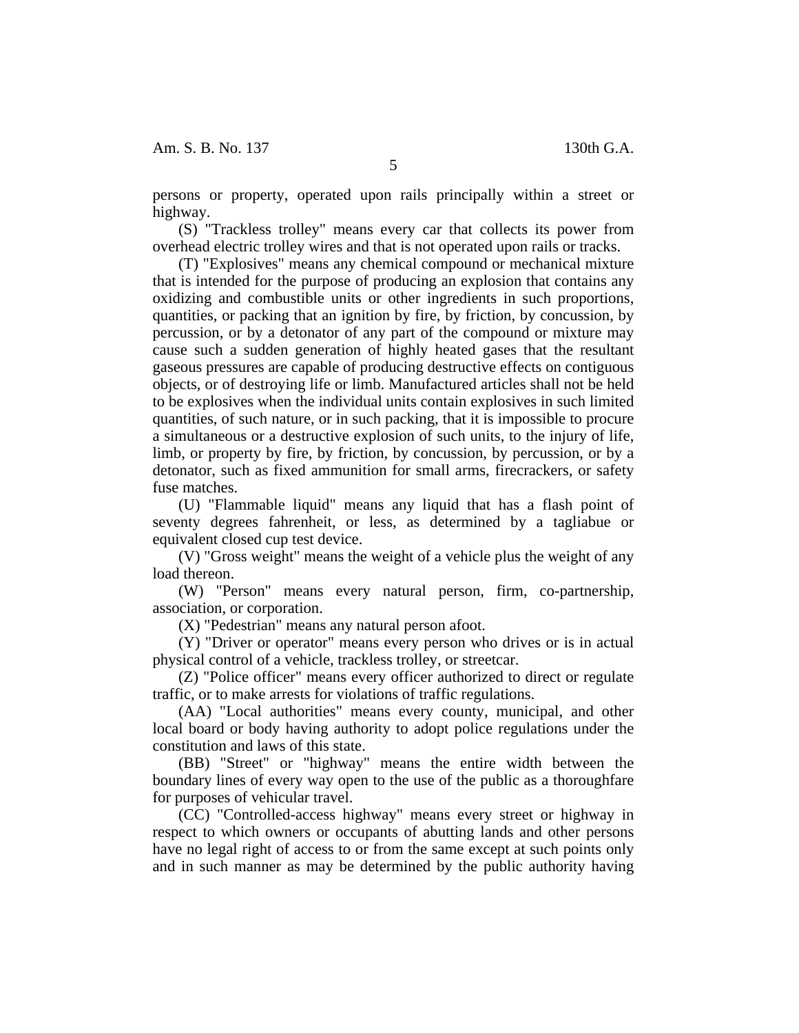persons or property, operated upon rails principally within a street or highway.

(S) "Trackless trolley" means every car that collects its power from overhead electric trolley wires and that is not operated upon rails or tracks.

(T) "Explosives" means any chemical compound or mechanical mixture that is intended for the purpose of producing an explosion that contains any oxidizing and combustible units or other ingredients in such proportions, quantities, or packing that an ignition by fire, by friction, by concussion, by percussion, or by a detonator of any part of the compound or mixture may cause such a sudden generation of highly heated gases that the resultant gaseous pressures are capable of producing destructive effects on contiguous objects, or of destroying life or limb. Manufactured articles shall not be held to be explosives when the individual units contain explosives in such limited quantities, of such nature, or in such packing, that it is impossible to procure a simultaneous or a destructive explosion of such units, to the injury of life, limb, or property by fire, by friction, by concussion, by percussion, or by a detonator, such as fixed ammunition for small arms, firecrackers, or safety fuse matches.

(U) "Flammable liquid" means any liquid that has a flash point of seventy degrees fahrenheit, or less, as determined by a tagliabue or equivalent closed cup test device.

(V) "Gross weight" means the weight of a vehicle plus the weight of any load thereon.

(W) "Person" means every natural person, firm, co-partnership, association, or corporation.

(X) "Pedestrian" means any natural person afoot.

(Y) "Driver or operator" means every person who drives or is in actual physical control of a vehicle, trackless trolley, or streetcar.

(Z) "Police officer" means every officer authorized to direct or regulate traffic, or to make arrests for violations of traffic regulations.

(AA) "Local authorities" means every county, municipal, and other local board or body having authority to adopt police regulations under the constitution and laws of this state.

(BB) "Street" or "highway" means the entire width between the boundary lines of every way open to the use of the public as a thoroughfare for purposes of vehicular travel.

(CC) "Controlled-access highway" means every street or highway in respect to which owners or occupants of abutting lands and other persons have no legal right of access to or from the same except at such points only and in such manner as may be determined by the public authority having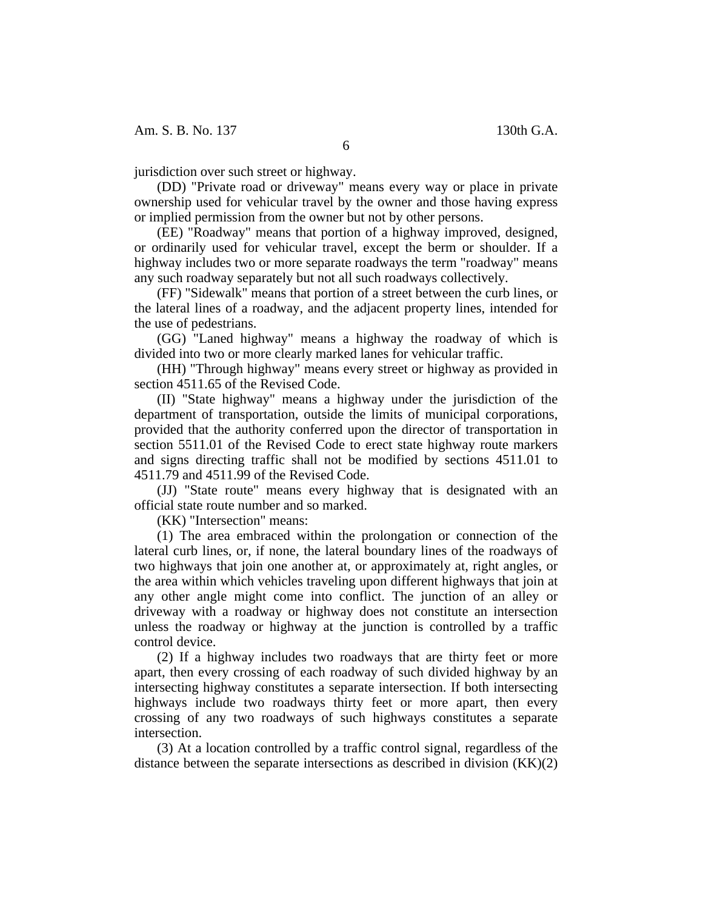jurisdiction over such street or highway.

(DD) "Private road or driveway" means every way or place in private ownership used for vehicular travel by the owner and those having express or implied permission from the owner but not by other persons.

(EE) "Roadway" means that portion of a highway improved, designed, or ordinarily used for vehicular travel, except the berm or shoulder. If a highway includes two or more separate roadways the term "roadway" means any such roadway separately but not all such roadways collectively.

(FF) "Sidewalk" means that portion of a street between the curb lines, or the lateral lines of a roadway, and the adjacent property lines, intended for the use of pedestrians.

(GG) "Laned highway" means a highway the roadway of which is divided into two or more clearly marked lanes for vehicular traffic.

(HH) "Through highway" means every street or highway as provided in section 4511.65 of the Revised Code.

(II) "State highway" means a highway under the jurisdiction of the department of transportation, outside the limits of municipal corporations, provided that the authority conferred upon the director of transportation in section 5511.01 of the Revised Code to erect state highway route markers and signs directing traffic shall not be modified by sections 4511.01 to 4511.79 and 4511.99 of the Revised Code.

(JJ) "State route" means every highway that is designated with an official state route number and so marked.

(KK) "Intersection" means:

(1) The area embraced within the prolongation or connection of the lateral curb lines, or, if none, the lateral boundary lines of the roadways of two highways that join one another at, or approximately at, right angles, or the area within which vehicles traveling upon different highways that join at any other angle might come into conflict. The junction of an alley or driveway with a roadway or highway does not constitute an intersection unless the roadway or highway at the junction is controlled by a traffic control device.

(2) If a highway includes two roadways that are thirty feet or more apart, then every crossing of each roadway of such divided highway by an intersecting highway constitutes a separate intersection. If both intersecting highways include two roadways thirty feet or more apart, then every crossing of any two roadways of such highways constitutes a separate intersection.

(3) At a location controlled by a traffic control signal, regardless of the distance between the separate intersections as described in division (KK)(2)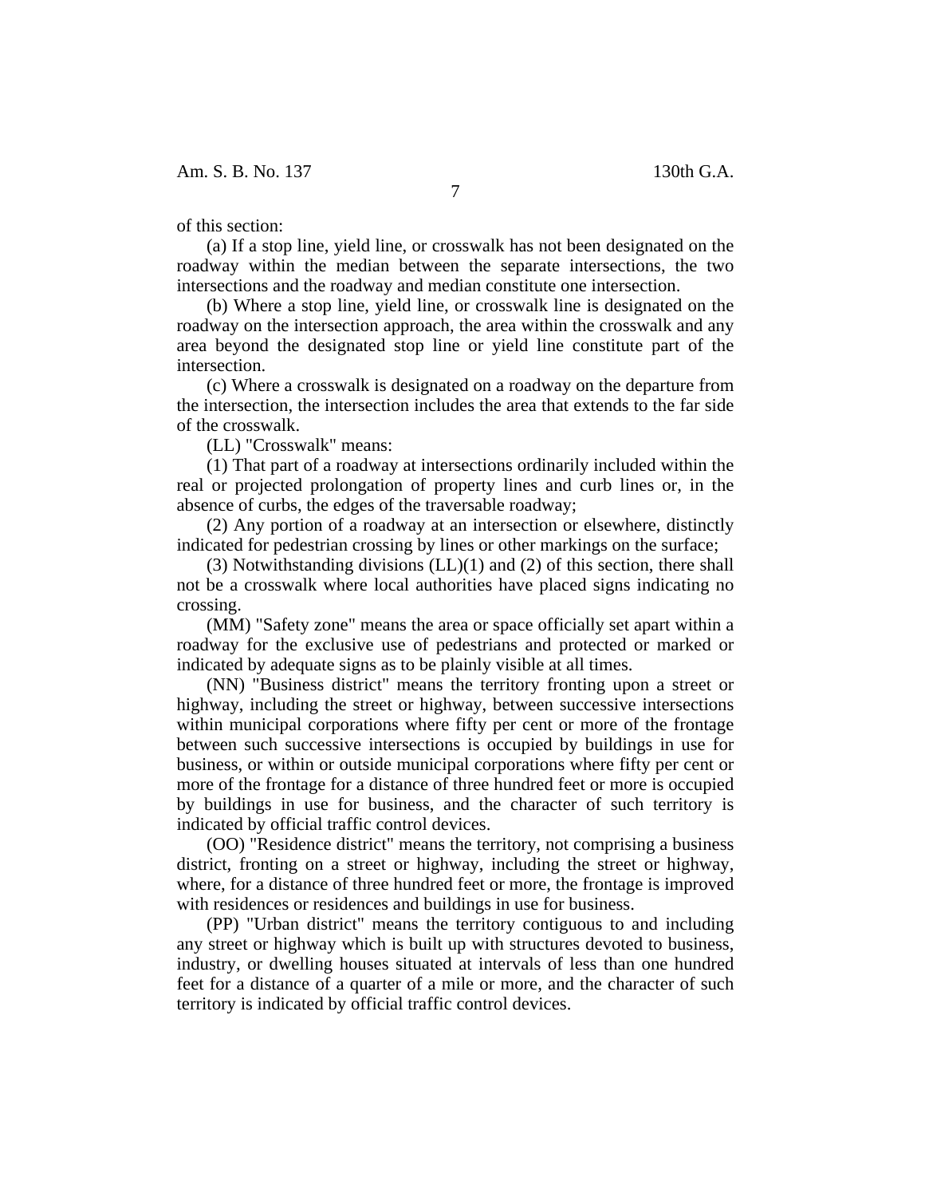of this section:

(a) If a stop line, yield line, or crosswalk has not been designated on the roadway within the median between the separate intersections, the two intersections and the roadway and median constitute one intersection.

(b) Where a stop line, yield line, or crosswalk line is designated on the roadway on the intersection approach, the area within the crosswalk and any area beyond the designated stop line or yield line constitute part of the intersection.

(c) Where a crosswalk is designated on a roadway on the departure from the intersection, the intersection includes the area that extends to the far side of the crosswalk.

(LL) "Crosswalk" means:

(1) That part of a roadway at intersections ordinarily included within the real or projected prolongation of property lines and curb lines or, in the absence of curbs, the edges of the traversable roadway;

(2) Any portion of a roadway at an intersection or elsewhere, distinctly indicated for pedestrian crossing by lines or other markings on the surface;

(3) Notwithstanding divisions (LL)(1) and (2) of this section, there shall not be a crosswalk where local authorities have placed signs indicating no crossing.

(MM) "Safety zone" means the area or space officially set apart within a roadway for the exclusive use of pedestrians and protected or marked or indicated by adequate signs as to be plainly visible at all times.

(NN) "Business district" means the territory fronting upon a street or highway, including the street or highway, between successive intersections within municipal corporations where fifty per cent or more of the frontage between such successive intersections is occupied by buildings in use for business, or within or outside municipal corporations where fifty per cent or more of the frontage for a distance of three hundred feet or more is occupied by buildings in use for business, and the character of such territory is indicated by official traffic control devices.

(OO) "Residence district" means the territory, not comprising a business district, fronting on a street or highway, including the street or highway, where, for a distance of three hundred feet or more, the frontage is improved with residences or residences and buildings in use for business.

(PP) "Urban district" means the territory contiguous to and including any street or highway which is built up with structures devoted to business, industry, or dwelling houses situated at intervals of less than one hundred feet for a distance of a quarter of a mile or more, and the character of such territory is indicated by official traffic control devices.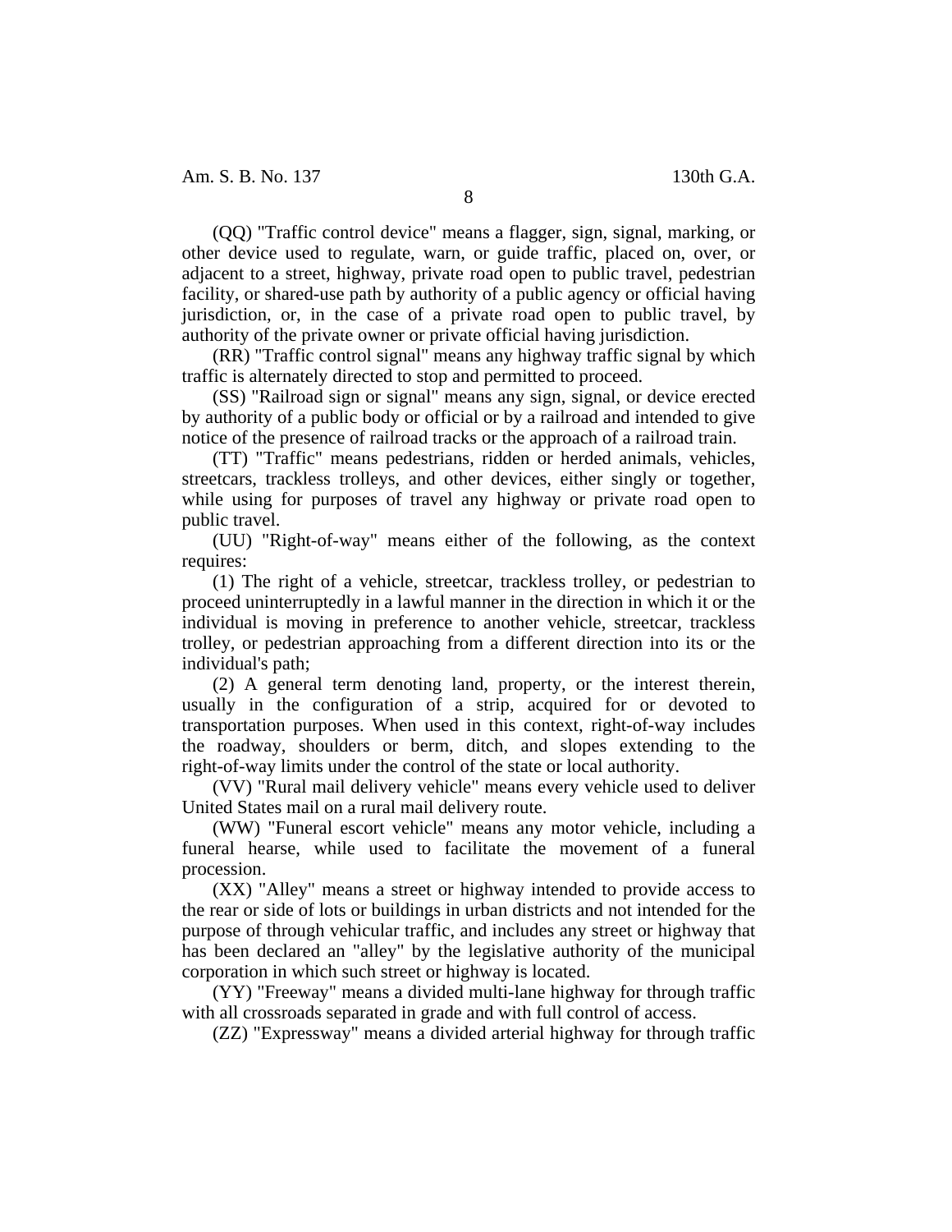(QQ) "Traffic control device" means a flagger, sign, signal, marking, or other device used to regulate, warn, or guide traffic, placed on, over, or adjacent to a street, highway, private road open to public travel, pedestrian facility, or shared-use path by authority of a public agency or official having jurisdiction, or, in the case of a private road open to public travel, by authority of the private owner or private official having jurisdiction.

(RR) "Traffic control signal" means any highway traffic signal by which traffic is alternately directed to stop and permitted to proceed.

(SS) "Railroad sign or signal" means any sign, signal, or device erected by authority of a public body or official or by a railroad and intended to give notice of the presence of railroad tracks or the approach of a railroad train.

(TT) "Traffic" means pedestrians, ridden or herded animals, vehicles, streetcars, trackless trolleys, and other devices, either singly or together, while using for purposes of travel any highway or private road open to public travel.

(UU) "Right-of-way" means either of the following, as the context requires:

(1) The right of a vehicle, streetcar, trackless trolley, or pedestrian to proceed uninterruptedly in a lawful manner in the direction in which it or the individual is moving in preference to another vehicle, streetcar, trackless trolley, or pedestrian approaching from a different direction into its or the individual's path;

(2) A general term denoting land, property, or the interest therein, usually in the configuration of a strip, acquired for or devoted to transportation purposes. When used in this context, right-of-way includes the roadway, shoulders or berm, ditch, and slopes extending to the right-of-way limits under the control of the state or local authority.

(VV) "Rural mail delivery vehicle" means every vehicle used to deliver United States mail on a rural mail delivery route.

(WW) "Funeral escort vehicle" means any motor vehicle, including a funeral hearse, while used to facilitate the movement of a funeral procession.

(XX) "Alley" means a street or highway intended to provide access to the rear or side of lots or buildings in urban districts and not intended for the purpose of through vehicular traffic, and includes any street or highway that has been declared an "alley" by the legislative authority of the municipal corporation in which such street or highway is located.

(YY) "Freeway" means a divided multi-lane highway for through traffic with all crossroads separated in grade and with full control of access.

(ZZ) "Expressway" means a divided arterial highway for through traffic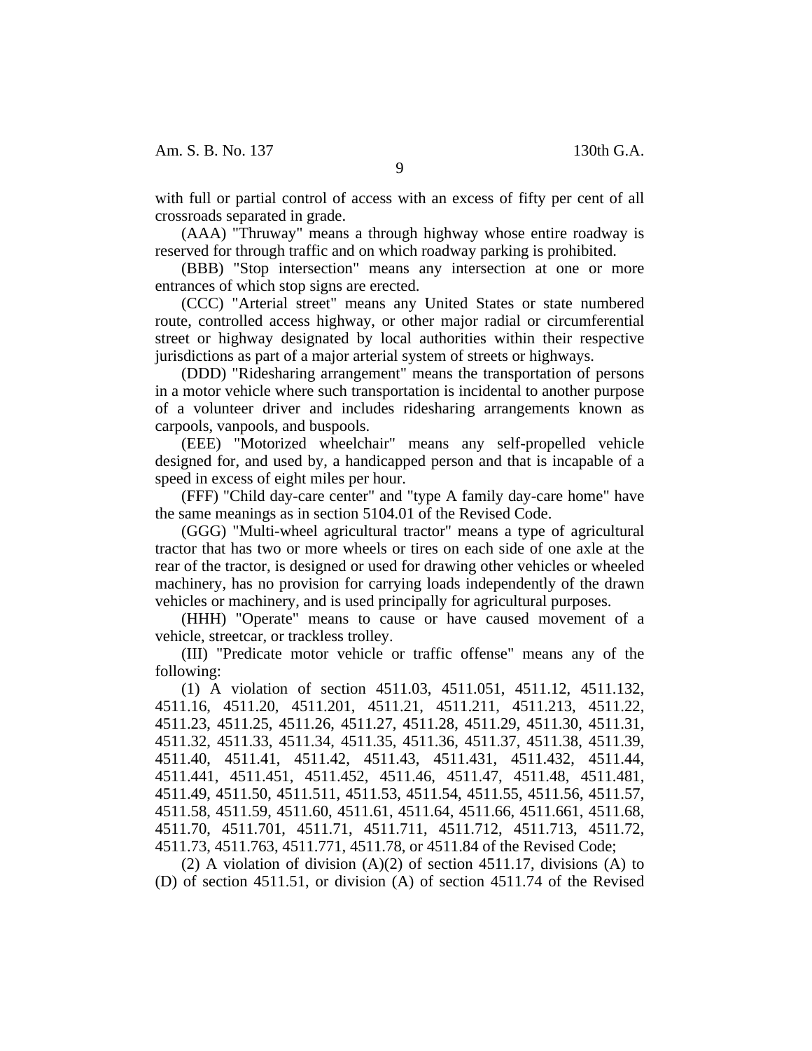with full or partial control of access with an excess of fifty per cent of all crossroads separated in grade.

(AAA) "Thruway" means a through highway whose entire roadway is reserved for through traffic and on which roadway parking is prohibited.

(BBB) "Stop intersection" means any intersection at one or more entrances of which stop signs are erected.

(CCC) "Arterial street" means any United States or state numbered route, controlled access highway, or other major radial or circumferential street or highway designated by local authorities within their respective jurisdictions as part of a major arterial system of streets or highways.

(DDD) "Ridesharing arrangement" means the transportation of persons in a motor vehicle where such transportation is incidental to another purpose of a volunteer driver and includes ridesharing arrangements known as carpools, vanpools, and buspools.

(EEE) "Motorized wheelchair" means any self-propelled vehicle designed for, and used by, a handicapped person and that is incapable of a speed in excess of eight miles per hour.

(FFF) "Child day-care center" and "type A family day-care home" have the same meanings as in section 5104.01 of the Revised Code.

(GGG) "Multi-wheel agricultural tractor" means a type of agricultural tractor that has two or more wheels or tires on each side of one axle at the rear of the tractor, is designed or used for drawing other vehicles or wheeled machinery, has no provision for carrying loads independently of the drawn vehicles or machinery, and is used principally for agricultural purposes.

(HHH) "Operate" means to cause or have caused movement of a vehicle, streetcar, or trackless trolley.

(III) "Predicate motor vehicle or traffic offense" means any of the following:

(1) A violation of section 4511.03, 4511.051, 4511.12, 4511.132, 4511.16, 4511.20, 4511.201, 4511.21, 4511.211, 4511.213, 4511.22, 4511.23, 4511.25, 4511.26, 4511.27, 4511.28, 4511.29, 4511.30, 4511.31, 4511.32, 4511.33, 4511.34, 4511.35, 4511.36, 4511.37, 4511.38, 4511.39, 4511.40, 4511.41, 4511.42, 4511.43, 4511.431, 4511.432, 4511.44, 4511.441, 4511.451, 4511.452, 4511.46, 4511.47, 4511.48, 4511.481, 4511.49, 4511.50, 4511.511, 4511.53, 4511.54, 4511.55, 4511.56, 4511.57, 4511.58, 4511.59, 4511.60, 4511.61, 4511.64, 4511.66, 4511.661, 4511.68, 4511.70, 4511.701, 4511.71, 4511.711, 4511.712, 4511.713, 4511.72, 4511.73, 4511.763, 4511.771, 4511.78, or 4511.84 of the Revised Code;

(2) A violation of division (A)(2) of section 4511.17, divisions (A) to (D) of section 4511.51, or division (A) of section 4511.74 of the Revised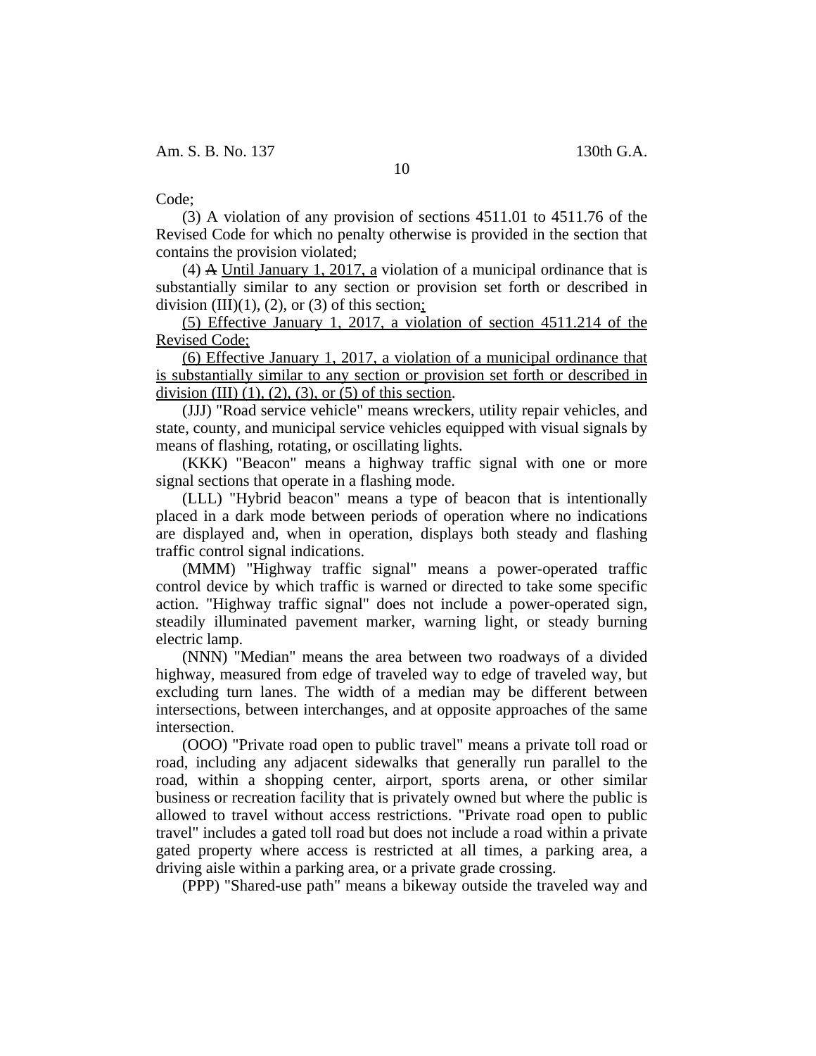Code;

(3) A violation of any provision of sections 4511.01 to 4511.76 of the Revised Code for which no penalty otherwise is provided in the section that contains the provision violated;

(4) ~~A~~ <u>Until January 1, 2017, a</u> violation of a municipal ordinance that is substantially similar to any section or provision set forth or described in division (III)(1), (2), or (3) of this section<u>;</u>

<u>(5) Effective January 1, 2017, a violation of section 4511.214 of the Revised Code;</u>

<u>(6) Effective January 1, 2017, a violation of a municipal ordinance that is substantially similar to any section or provision set forth or described in division (III) (1), (2), (3), or (5) of this section</u>.

(JJJ) "Road service vehicle" means wreckers, utility repair vehicles, and state, county, and municipal service vehicles equipped with visual signals by means of flashing, rotating, or oscillating lights.

(KKK) "Beacon" means a highway traffic signal with one or more signal sections that operate in a flashing mode.

(LLL) "Hybrid beacon" means a type of beacon that is intentionally placed in a dark mode between periods of operation where no indications are displayed and, when in operation, displays both steady and flashing traffic control signal indications.

(MMM) "Highway traffic signal" means a power-operated traffic control device by which traffic is warned or directed to take some specific action. "Highway traffic signal" does not include a power-operated sign, steadily illuminated pavement marker, warning light, or steady burning electric lamp.

(NNN) "Median" means the area between two roadways of a divided highway, measured from edge of traveled way to edge of traveled way, but excluding turn lanes. The width of a median may be different between intersections, between interchanges, and at opposite approaches of the same intersection.

(OOO) "Private road open to public travel" means a private toll road or road, including any adjacent sidewalks that generally run parallel to the road, within a shopping center, airport, sports arena, or other similar business or recreation facility that is privately owned but where the public is allowed to travel without access restrictions. "Private road open to public travel" includes a gated toll road but does not include a road within a private gated property where access is restricted at all times, a parking area, a driving aisle within a parking area, or a private grade crossing.

(PPP) "Shared-use path" means a bikeway outside the traveled way and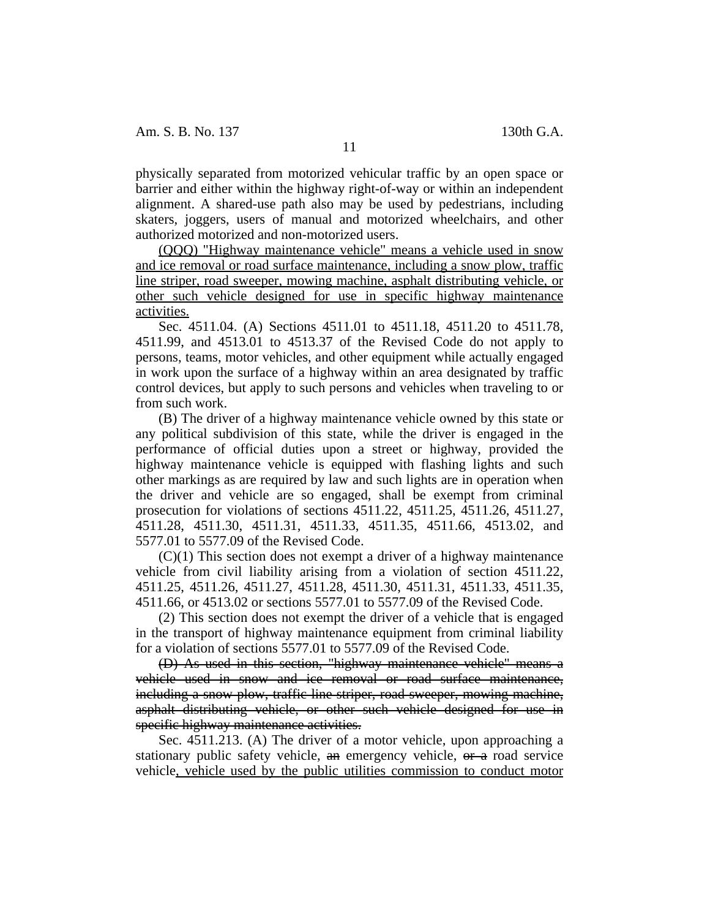physically separated from motorized vehicular traffic by an open space or barrier and either within the highway right-of-way or within an independent alignment. A shared-use path also may be used by pedestrians, including skaters, joggers, users of manual and motorized wheelchairs, and other authorized motorized and non-motorized users.

<u>(QQQ) "Highway maintenance vehicle" means a vehicle used in snow and ice removal or road surface maintenance, including a snow plow, traffic line striper, road sweeper, mowing machine, asphalt distributing vehicle, or other such vehicle designed for use in specific highway maintenance activities.</u>

Sec. 4511.04. (A) Sections 4511.01 to 4511.18, 4511.20 to 4511.78, 4511.99, and 4513.01 to 4513.37 of the Revised Code do not apply to persons, teams, motor vehicles, and other equipment while actually engaged in work upon the surface of a highway within an area designated by traffic control devices, but apply to such persons and vehicles when traveling to or from such work.

(B) The driver of a highway maintenance vehicle owned by this state or any political subdivision of this state, while the driver is engaged in the performance of official duties upon a street or highway, provided the highway maintenance vehicle is equipped with flashing lights and such other markings as are required by law and such lights are in operation when the driver and vehicle are so engaged, shall be exempt from criminal prosecution for violations of sections 4511.22, 4511.25, 4511.26, 4511.27, 4511.28, 4511.30, 4511.31, 4511.33, 4511.35, 4511.66, 4513.02, and 5577.01 to 5577.09 of the Revised Code.

(C)(1) This section does not exempt a driver of a highway maintenance vehicle from civil liability arising from a violation of section 4511.22, 4511.25, 4511.26, 4511.27, 4511.28, 4511.30, 4511.31, 4511.33, 4511.35, 4511.66, or 4513.02 or sections 5577.01 to 5577.09 of the Revised Code.

(2) This section does not exempt the driver of a vehicle that is engaged in the transport of highway maintenance equipment from criminal liability for a violation of sections 5577.01 to 5577.09 of the Revised Code.

~~(D) As used in this section, "highway maintenance vehicle" means a vehicle used in snow and ice removal or road surface maintenance, including a snow plow, traffic line striper, road sweeper, mowing machine, asphalt distributing vehicle, or other such vehicle designed for use in specific highway maintenance activities.~~

Sec. 4511.213. (A) The driver of a motor vehicle, upon approaching a stationary public safety vehicle, ~~an~~ emergency vehicle, ~~or a~~ road service vehicle<u>, vehicle used by the public utilities commission to conduct motor</u>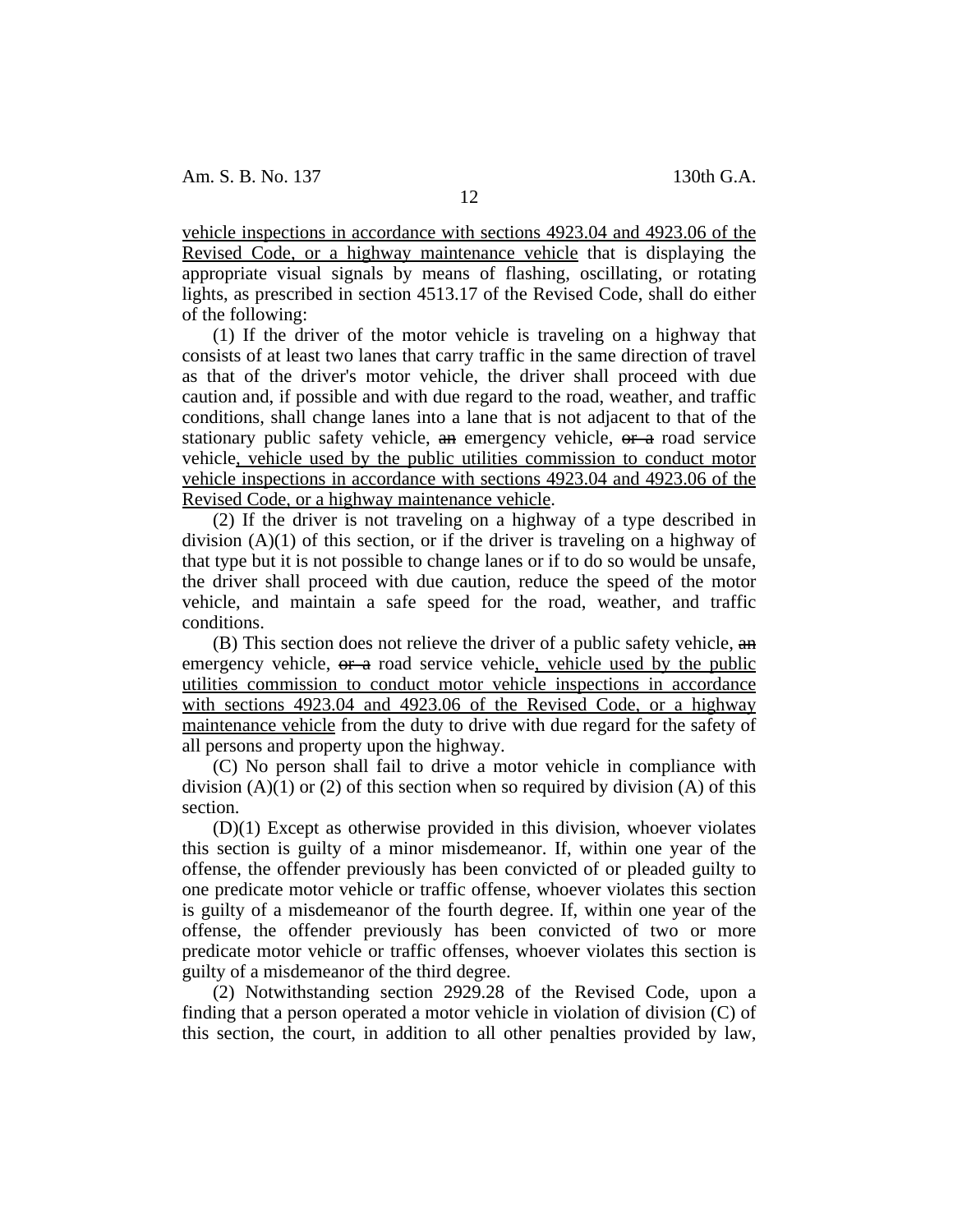<u>vehicle inspections in accordance with sections 4923.04 and 4923.06 of the Revised Code, or a highway maintenance vehicle</u> that is displaying the appropriate visual signals by means of flashing, oscillating, or rotating lights, as prescribed in section 4513.17 of the Revised Code, shall do either of the following:

(1) If the driver of the motor vehicle is traveling on a highway that consists of at least two lanes that carry traffic in the same direction of travel as that of the driver's motor vehicle, the driver shall proceed with due caution and, if possible and with due regard to the road, weather, and traffic conditions, shall change lanes into a lane that is not adjacent to that of the stationary public safety vehicle, ~~an~~ emergency vehicle, ~~or a~~ road service vehicle<u>, vehicle used by the public utilities commission to conduct motor vehicle inspections in accordance with sections 4923.04 and 4923.06 of the Revised Code, or a highway maintenance vehicle</u>.

(2) If the driver is not traveling on a highway of a type described in division (A)(1) of this section, or if the driver is traveling on a highway of that type but it is not possible to change lanes or if to do so would be unsafe, the driver shall proceed with due caution, reduce the speed of the motor vehicle, and maintain a safe speed for the road, weather, and traffic conditions.

(B) This section does not relieve the driver of a public safety vehicle, ~~an~~ emergency vehicle, ~~or a~~ road service vehicle<u>, vehicle used by the public utilities commission to conduct motor vehicle inspections in accordance with sections 4923.04 and 4923.06 of the Revised Code, or a highway maintenance vehicle</u> from the duty to drive with due regard for the safety of all persons and property upon the highway.

(C) No person shall fail to drive a motor vehicle in compliance with division (A)(1) or (2) of this section when so required by division (A) of this section.

(D)(1) Except as otherwise provided in this division, whoever violates this section is guilty of a minor misdemeanor. If, within one year of the offense, the offender previously has been convicted of or pleaded guilty to one predicate motor vehicle or traffic offense, whoever violates this section is guilty of a misdemeanor of the fourth degree. If, within one year of the offense, the offender previously has been convicted of two or more predicate motor vehicle or traffic offenses, whoever violates this section is guilty of a misdemeanor of the third degree.

(2) Notwithstanding section 2929.28 of the Revised Code, upon a finding that a person operated a motor vehicle in violation of division (C) of this section, the court, in addition to all other penalties provided by law,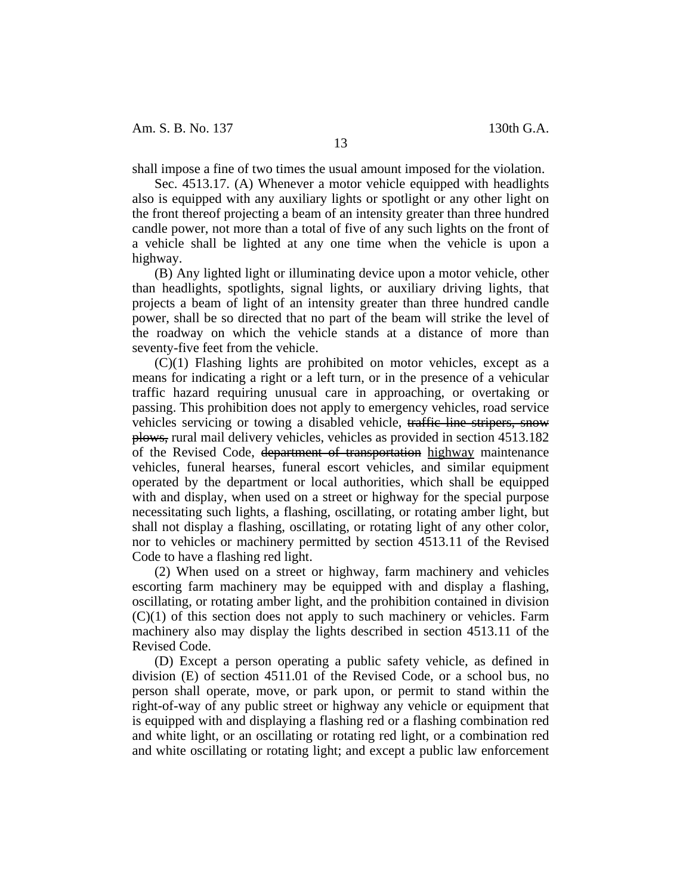shall impose a fine of two times the usual amount imposed for the violation.

Sec. 4513.17. (A) Whenever a motor vehicle equipped with headlights also is equipped with any auxiliary lights or spotlight or any other light on the front thereof projecting a beam of an intensity greater than three hundred candle power, not more than a total of five of any such lights on the front of a vehicle shall be lighted at any one time when the vehicle is upon a highway.

(B) Any lighted light or illuminating device upon a motor vehicle, other than headlights, spotlights, signal lights, or auxiliary driving lights, that projects a beam of light of an intensity greater than three hundred candle power, shall be so directed that no part of the beam will strike the level of the roadway on which the vehicle stands at a distance of more than seventy-five feet from the vehicle.

(C)(1) Flashing lights are prohibited on motor vehicles, except as a means for indicating a right or a left turn, or in the presence of a vehicular traffic hazard requiring unusual care in approaching, or overtaking or passing. This prohibition does not apply to emergency vehicles, road service vehicles servicing or towing a disabled vehicle, ~~traffic line stripers, snow plows,~~ rural mail delivery vehicles, vehicles as provided in section 4513.182 of the Revised Code, ~~department of transportation~~ <u>highway</u> maintenance vehicles, funeral hearses, funeral escort vehicles, and similar equipment operated by the department or local authorities, which shall be equipped with and display, when used on a street or highway for the special purpose necessitating such lights, a flashing, oscillating, or rotating amber light, but shall not display a flashing, oscillating, or rotating light of any other color, nor to vehicles or machinery permitted by section 4513.11 of the Revised Code to have a flashing red light.

(2) When used on a street or highway, farm machinery and vehicles escorting farm machinery may be equipped with and display a flashing, oscillating, or rotating amber light, and the prohibition contained in division (C)(1) of this section does not apply to such machinery or vehicles. Farm machinery also may display the lights described in section 4513.11 of the Revised Code.

(D) Except a person operating a public safety vehicle, as defined in division (E) of section 4511.01 of the Revised Code, or a school bus, no person shall operate, move, or park upon, or permit to stand within the right-of-way of any public street or highway any vehicle or equipment that is equipped with and displaying a flashing red or a flashing combination red and white light, or an oscillating or rotating red light, or a combination red and white oscillating or rotating light; and except a public law enforcement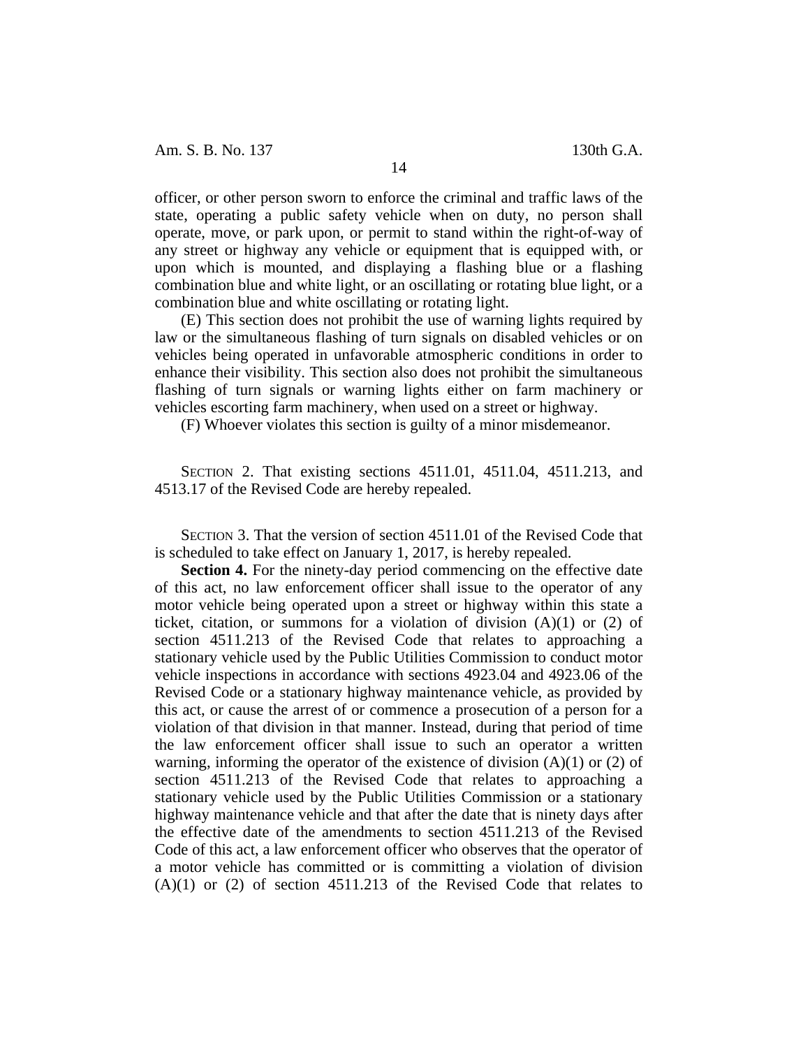officer, or other person sworn to enforce the criminal and traffic laws of the state, operating a public safety vehicle when on duty, no person shall operate, move, or park upon, or permit to stand within the right-of-way of any street or highway any vehicle or equipment that is equipped with, or upon which is mounted, and displaying a flashing blue or a flashing combination blue and white light, or an oscillating or rotating blue light, or a combination blue and white oscillating or rotating light.

(E) This section does not prohibit the use of warning lights required by law or the simultaneous flashing of turn signals on disabled vehicles or on vehicles being operated in unfavorable atmospheric conditions in order to enhance their visibility. This section also does not prohibit the simultaneous flashing of turn signals or warning lights either on farm machinery or vehicles escorting farm machinery, when used on a street or highway.

(F) Whoever violates this section is guilty of a minor misdemeanor.

SECTION 2. That existing sections 4511.01, 4511.04, 4511.213, and 4513.17 of the Revised Code are hereby repealed.

SECTION 3. That the version of section 4511.01 of the Revised Code that is scheduled to take effect on January 1, 2017, is hereby repealed.

**Section 4.** For the ninety-day period commencing on the effective date of this act, no law enforcement officer shall issue to the operator of any motor vehicle being operated upon a street or highway within this state a ticket, citation, or summons for a violation of division (A)(1) or (2) of section 4511.213 of the Revised Code that relates to approaching a stationary vehicle used by the Public Utilities Commission to conduct motor vehicle inspections in accordance with sections 4923.04 and 4923.06 of the Revised Code or a stationary highway maintenance vehicle, as provided by this act, or cause the arrest of or commence a prosecution of a person for a violation of that division in that manner. Instead, during that period of time the law enforcement officer shall issue to such an operator a written warning, informing the operator of the existence of division (A)(1) or (2) of section 4511.213 of the Revised Code that relates to approaching a stationary vehicle used by the Public Utilities Commission or a stationary highway maintenance vehicle and that after the date that is ninety days after the effective date of the amendments to section 4511.213 of the Revised Code of this act, a law enforcement officer who observes that the operator of a motor vehicle has committed or is committing a violation of division (A)(1) or (2) of section 4511.213 of the Revised Code that relates to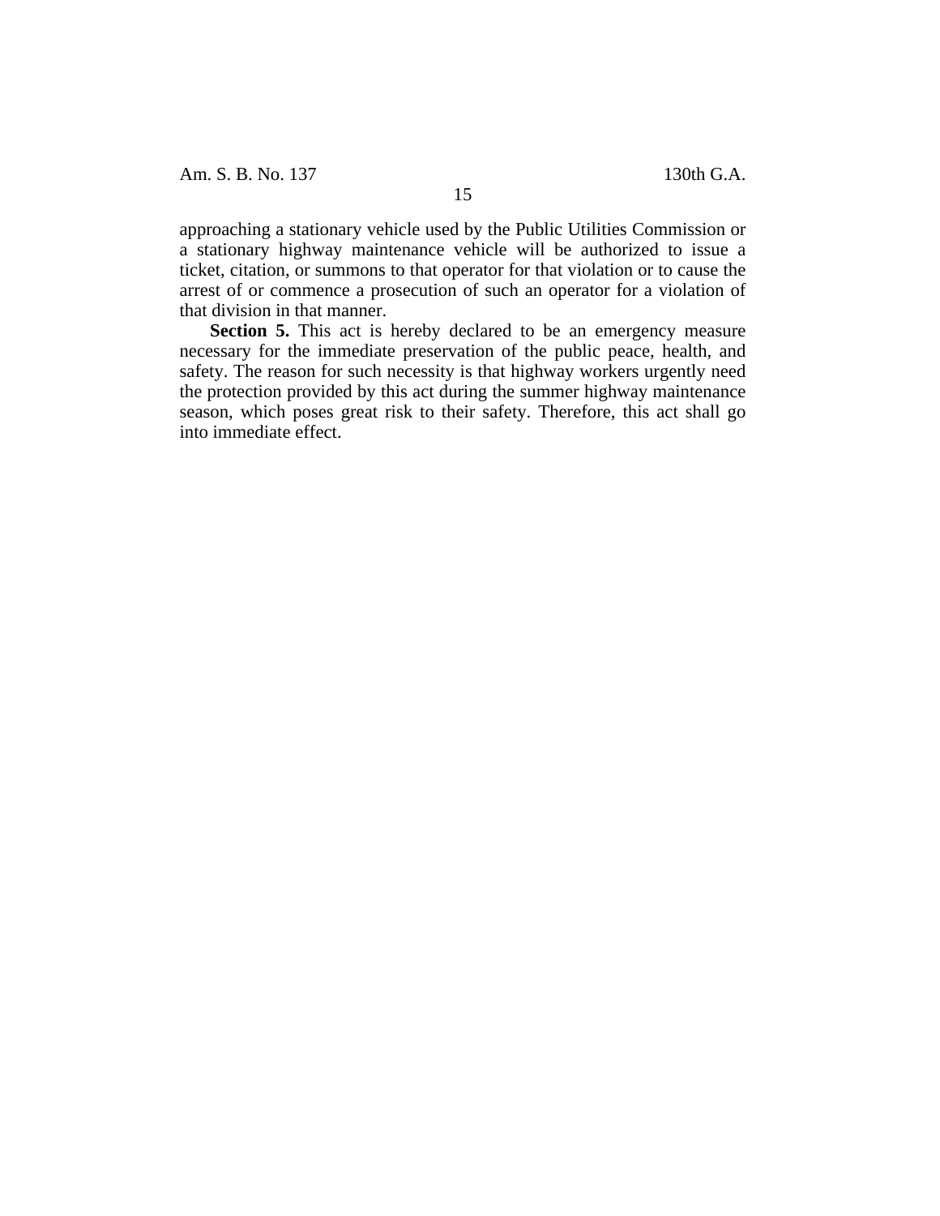approaching a stationary vehicle used by the Public Utilities Commission or a stationary highway maintenance vehicle will be authorized to issue a ticket, citation, or summons to that operator for that violation or to cause the arrest of or commence a prosecution of such an operator for a violation of that division in that manner.

**Section 5.** This act is hereby declared to be an emergency measure necessary for the immediate preservation of the public peace, health, and safety. The reason for such necessity is that highway workers urgently need the protection provided by this act during the summer highway maintenance season, which poses great risk to their safety. Therefore, this act shall go into immediate effect.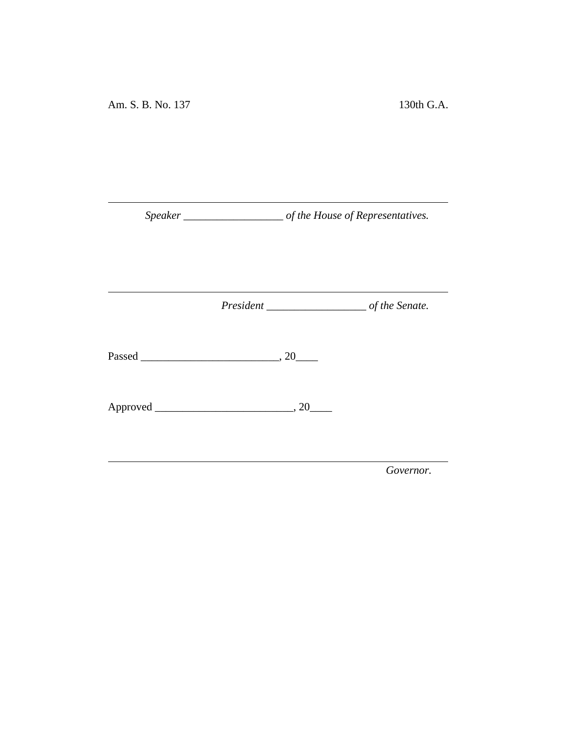Am. S. B. No. 137 130th G.A.

\_\_\_\_\_\_\_\_\_\_\_\_\_\_\_\_\_\_\_\_\_\_\_\_\_\_\_\_\_\_\_\_\_\_\_\_\_\_\_\_\_\_\_\_\_\_\_\_\_\_\_\_\_\_\_\_\_\_\_\_

*Speaker \_\_\_\_\_\_\_\_\_\_\_\_\_\_\_\_\_\_\_ of the House of Representatives.*

\_\_\_\_\_\_\_\_\_\_\_\_\_\_\_\_\_\_\_\_\_\_\_\_\_\_\_\_\_\_\_\_\_\_\_\_\_\_\_\_\_\_\_\_\_\_\_\_\_\_\_\_\_\_\_\_\_\_\_\_

*President \_\_\_\_\_\_\_\_\_\_\_\_\_\_\_\_\_\_\_ of the Senate.*

Passed \_\_\_\_\_\_\_\_\_\_\_\_\_\_\_\_\_\_\_\_\_\_\_\_\_, 20\_\_\_\_

Approved \_\_\_\_\_\_\_\_\_\_\_\_\_\_\_\_\_\_\_\_\_\_\_\_\_, 20\_\_\_\_

\_\_\_\_\_\_\_\_\_\_\_\_\_\_\_\_\_\_\_\_\_\_\_\_\_\_\_\_\_\_\_\_\_\_\_\_\_\_\_\_\_\_\_\_\_\_\_\_\_\_\_\_\_\_\_\_\_\_\_\_

*Governor.*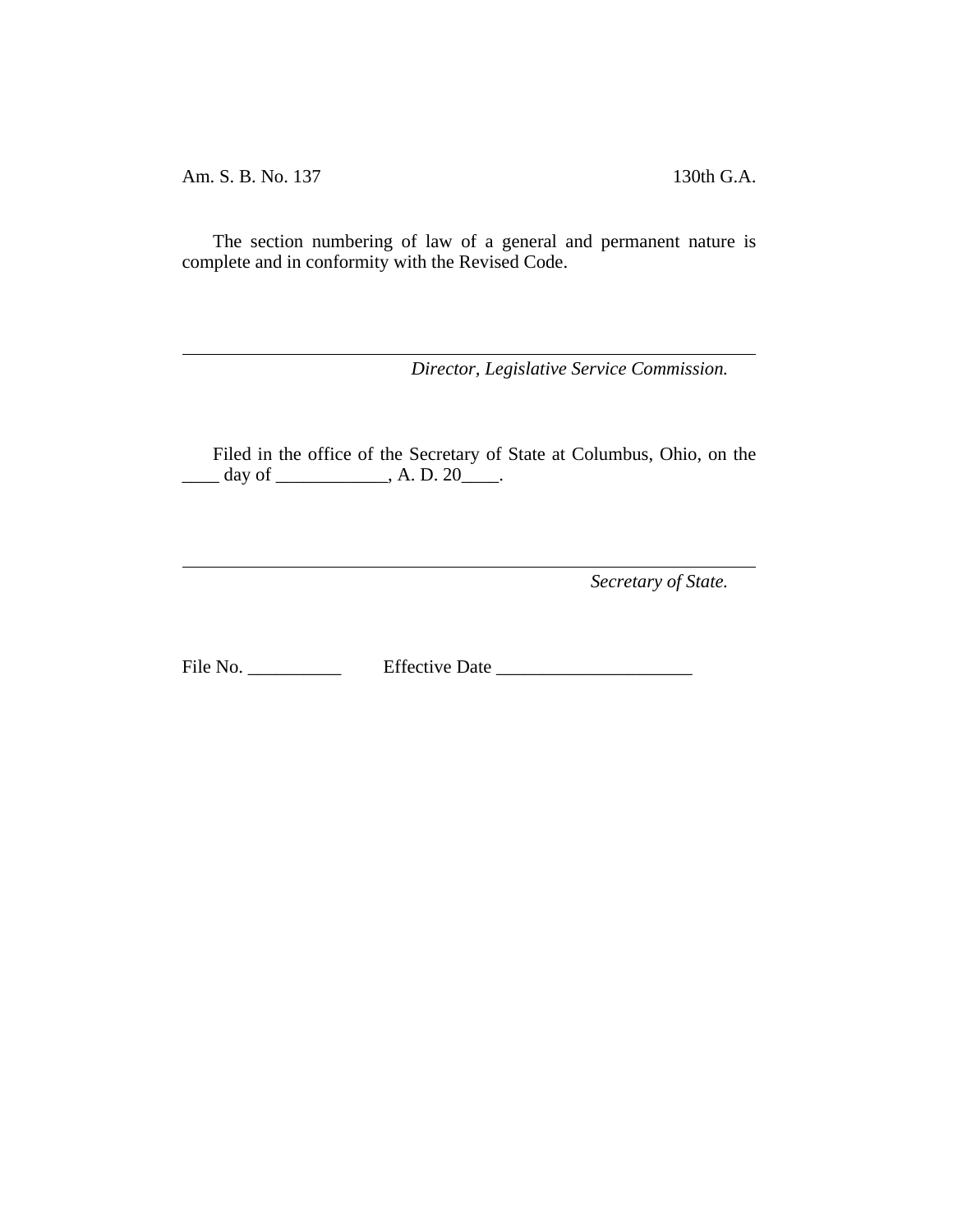The section numbering of law of a general and permanent nature is complete and in conformity with the Revised Code.

\_\_\_\_\_\_\_\_\_\_\_\_\_\_\_\_\_\_\_\_\_\_\_\_\_\_\_\_\_\_\_\_\_\_\_\_\_\_\_\_\_\_\_\_\_\_\_\_\_\_\_\_\_\_\_\_\_\_\_\_

*Director, Legislative Service Commission.*

Filed in the office of the Secretary of State at Columbus, Ohio, on the ____ day of ____________, A. D. 20____.

\_\_\_\_\_\_\_\_\_\_\_\_\_\_\_\_\_\_\_\_\_\_\_\_\_\_\_\_\_\_\_\_\_\_\_\_\_\_\_\_\_\_\_\_\_\_\_\_\_\_\_\_\_\_\_\_\_\_\_\_

*Secretary of State.*

File No. __________ Effective Date _____________________